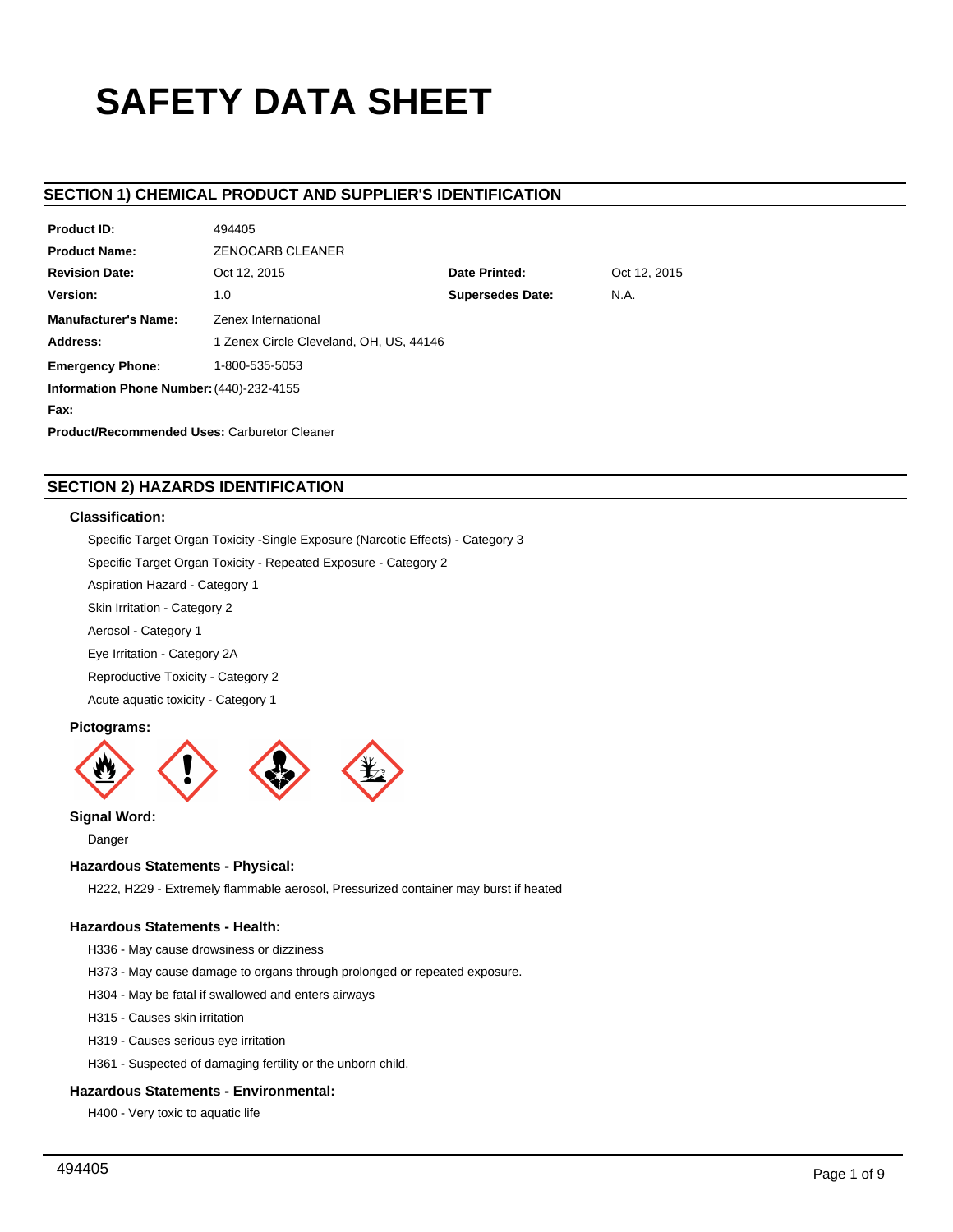# SAFETY DATA SHEET

## SECTION 1) CHEMICAL PRODUCT AND SUPPLIER'S IDENTIFICATION

| | | | |
|---|---|---|---|
| **Product ID:** | 494405 | | |
| **Product Name:** | ZENOCARB CLEANER | | |
| **Revision Date:** | Oct 12, 2015 | **Date Printed:** | Oct 12, 2015 |
| **Version:** | 1.0 | **Supersedes Date:** | N.A. |
| **Manufacturer's Name:** | Zenex International | | |
| **Address:** | 1 Zenex Circle Cleveland, OH, US, 44146 | | |
| **Emergency Phone:** | 1-800-535-5053 | | |

**Information Phone Number:** (440)-232-4155

**Fax:**

**Product/Recommended Uses:** Carburetor Cleaner

## SECTION 2) HAZARDS IDENTIFICATION

### Classification:

Specific Target Organ Toxicity -Single Exposure (Narcotic Effects) - Category 3

Specific Target Organ Toxicity - Repeated Exposure - Category 2

Aspiration Hazard - Category 1

Skin Irritation - Category 2

Aerosol - Category 1

Eye Irritation - Category 2A

Reproductive Toxicity - Category 2

Acute aquatic toxicity - Category 1

### Pictograms:

### Signal Word:

Danger

### Hazardous Statements - Physical:

H222, H229 - Extremely flammable aerosol, Pressurized container may burst if heated

### Hazardous Statements - Health:

H336 - May cause drowsiness or dizziness

H373 - May cause damage to organs through prolonged or repeated exposure.

H304 - May be fatal if swallowed and enters airways

H315 - Causes skin irritation

H319 - Causes serious eye irritation

H361 - Suspected of damaging fertility or the unborn child.

### Hazardous Statements - Environmental:

H400 - Very toxic to aquatic life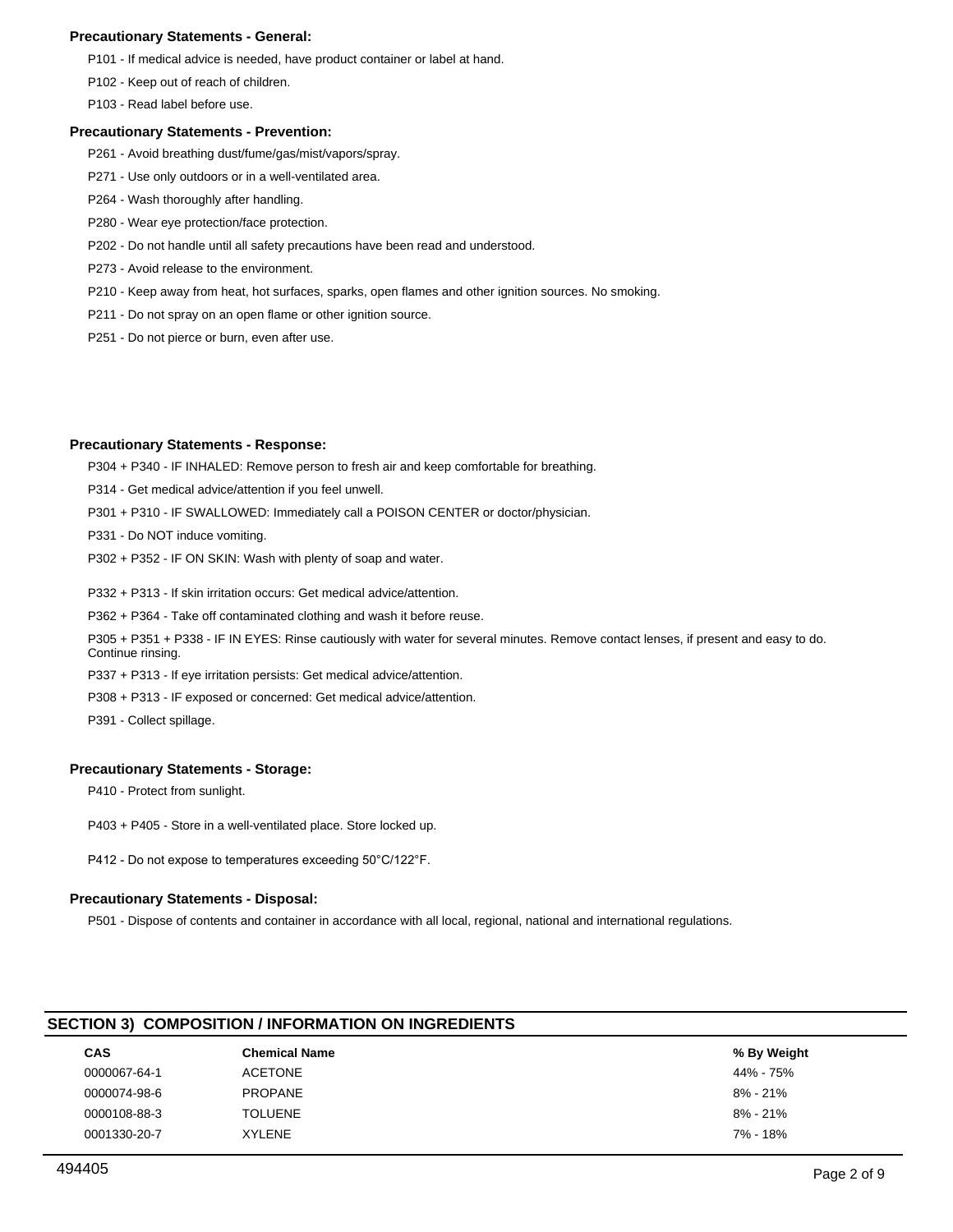### Precautionary Statements - General:

P101 - If medical advice is needed, have product container or label at hand.

P102 - Keep out of reach of children.

P103 - Read label before use.

### Precautionary Statements - Prevention:

P261 - Avoid breathing dust/fume/gas/mist/vapors/spray.

P271 - Use only outdoors or in a well-ventilated area.

P264 - Wash thoroughly after handling.

P280 - Wear eye protection/face protection.

P202 - Do not handle until all safety precautions have been read and understood.

P273 - Avoid release to the environment.

P210 - Keep away from heat, hot surfaces, sparks, open flames and other ignition sources. No smoking.

P211 - Do not spray on an open flame or other ignition source.

P251 - Do not pierce or burn, even after use.

### Precautionary Statements - Response:

P304 + P340 - IF INHALED: Remove person to fresh air and keep comfortable for breathing.

P314 - Get medical advice/attention if you feel unwell.

P301 + P310 - IF SWALLOWED: Immediately call a POISON CENTER or doctor/physician.

P331 - Do NOT induce vomiting.

P302 + P352 - IF ON SKIN: Wash with plenty of soap and water.

P332 + P313 - If skin irritation occurs: Get medical advice/attention.

P362 + P364 - Take off contaminated clothing and wash it before reuse.

P305 + P351 + P338 - IF IN EYES: Rinse cautiously with water for several minutes. Remove contact lenses, if present and easy to do. Continue rinsing.

P337 + P313 - If eye irritation persists: Get medical advice/attention.

P308 + P313 - IF exposed or concerned: Get medical advice/attention.

P391 - Collect spillage.

### Precautionary Statements - Storage:

P410 - Protect from sunlight.

P403 + P405 - Store in a well-ventilated place. Store locked up.

P412 - Do not expose to temperatures exceeding 50°C/122°F.

### Precautionary Statements - Disposal:

P501 - Dispose of contents and container in accordance with all local, regional, national and international regulations.

## SECTION 3) COMPOSITION / INFORMATION ON INGREDIENTS

| CAS | Chemical Name | % By Weight |
|---|---|---|
| 0000067-64-1 | ACETONE | 44% - 75% |
| 0000074-98-6 | PROPANE | 8% - 21% |
| 0000108-88-3 | TOLUENE | 8% - 21% |
| 0001330-20-7 | XYLENE | 7% - 18% |

494405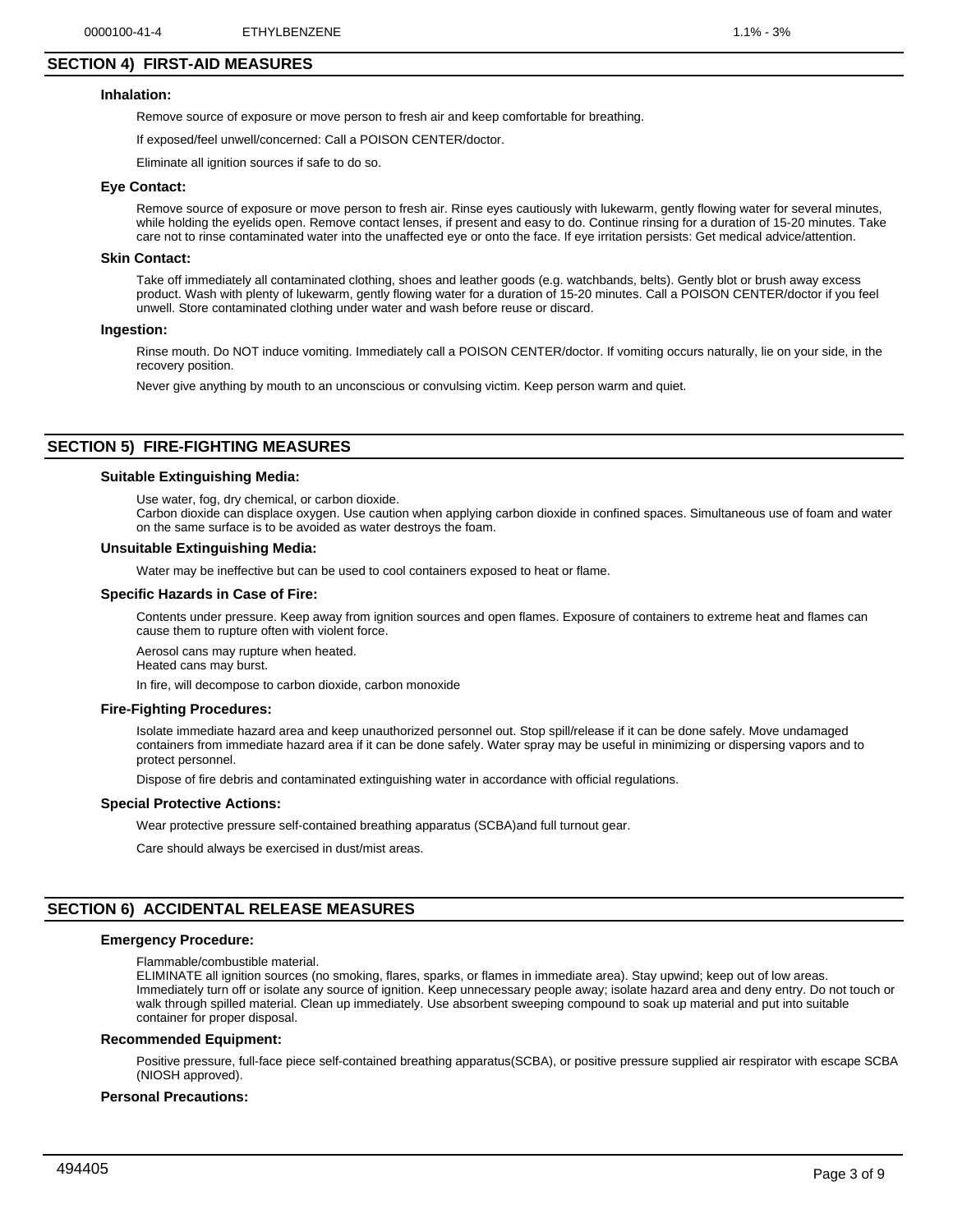| 0000100-41-4 | ETHYLBENZENE | 1.1% - 3% |
| --- | --- | --- |

## SECTION 4) FIRST-AID MEASURES

### Inhalation:

Remove source of exposure or move person to fresh air and keep comfortable for breathing.

If exposed/feel unwell/concerned: Call a POISON CENTER/doctor.

Eliminate all ignition sources if safe to do so.

### Eye Contact:

Remove source of exposure or move person to fresh air. Rinse eyes cautiously with lukewarm, gently flowing water for several minutes, while holding the eyelids open. Remove contact lenses, if present and easy to do. Continue rinsing for a duration of 15-20 minutes. Take care not to rinse contaminated water into the unaffected eye or onto the face. If eye irritation persists: Get medical advice/attention.

### Skin Contact:

Take off immediately all contaminated clothing, shoes and leather goods (e.g. watchbands, belts). Gently blot or brush away excess product. Wash with plenty of lukewarm, gently flowing water for a duration of 15-20 minutes. Call a POISON CENTER/doctor if you feel unwell. Store contaminated clothing under water and wash before reuse or discard.

### Ingestion:

Rinse mouth. Do NOT induce vomiting. Immediately call a POISON CENTER/doctor. If vomiting occurs naturally, lie on your side, in the recovery position.

Never give anything by mouth to an unconscious or convulsing victim. Keep person warm and quiet.

## SECTION 5) FIRE-FIGHTING MEASURES

### Suitable Extinguishing Media:

Use water, fog, dry chemical, or carbon dioxide.
Carbon dioxide can displace oxygen. Use caution when applying carbon dioxide in confined spaces. Simultaneous use of foam and water on the same surface is to be avoided as water destroys the foam.

### Unsuitable Extinguishing Media:

Water may be ineffective but can be used to cool containers exposed to heat or flame.

### Specific Hazards in Case of Fire:

Contents under pressure. Keep away from ignition sources and open flames. Exposure of containers to extreme heat and flames can cause them to rupture often with violent force.

Aerosol cans may rupture when heated.
Heated cans may burst.

In fire, will decompose to carbon dioxide, carbon monoxide

### Fire-Fighting Procedures:

Isolate immediate hazard area and keep unauthorized personnel out. Stop spill/release if it can be done safely. Move undamaged containers from immediate hazard area if it can be done safely. Water spray may be useful in minimizing or dispersing vapors and to protect personnel.

Dispose of fire debris and contaminated extinguishing water in accordance with official regulations.

### Special Protective Actions:

Wear protective pressure self-contained breathing apparatus (SCBA)and full turnout gear.

Care should always be exercised in dust/mist areas.

## SECTION 6) ACCIDENTAL RELEASE MEASURES

### Emergency Procedure:

Flammable/combustible material.
ELIMINATE all ignition sources (no smoking, flares, sparks, or flames in immediate area). Stay upwind; keep out of low areas. Immediately turn off or isolate any source of ignition. Keep unnecessary people away; isolate hazard area and deny entry. Do not touch or walk through spilled material. Clean up immediately. Use absorbent sweeping compound to soak up material and put into suitable container for proper disposal.

### Recommended Equipment:

Positive pressure, full-face piece self-contained breathing apparatus(SCBA), or positive pressure supplied air respirator with escape SCBA (NIOSH approved).

### Personal Precautions: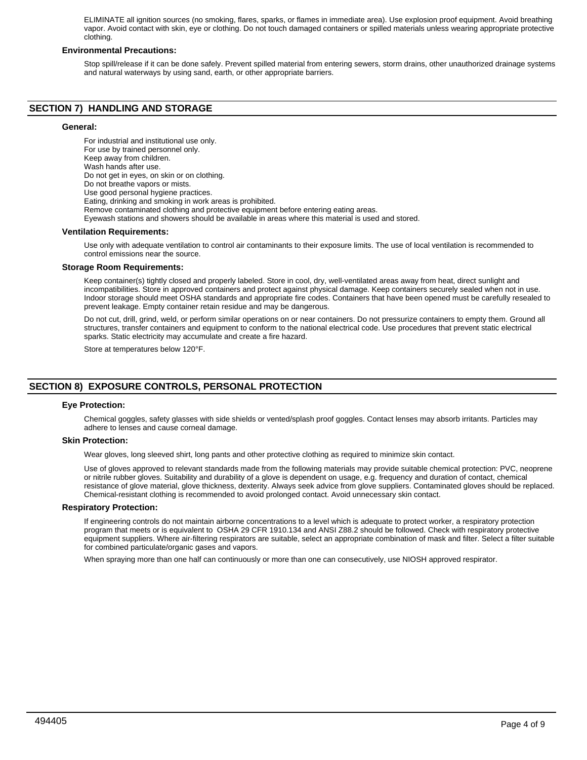ELIMINATE all ignition sources (no smoking, flares, sparks, or flames in immediate area). Use explosion proof equipment. Avoid breathing vapor. Avoid contact with skin, eye or clothing. Do not touch damaged containers or spilled materials unless wearing appropriate protective clothing.

### Environmental Precautions:

Stop spill/release if it can be done safely. Prevent spilled material from entering sewers, storm drains, other unauthorized drainage systems and natural waterways by using sand, earth, or other appropriate barriers.

## SECTION 7) HANDLING AND STORAGE

### General:

For industrial and institutional use only.
For use by trained personnel only.
Keep away from children.
Wash hands after use.
Do not get in eyes, on skin or on clothing.
Do not breathe vapors or mists.
Use good personal hygiene practices.
Eating, drinking and smoking in work areas is prohibited.
Remove contaminated clothing and protective equipment before entering eating areas.
Eyewash stations and showers should be available in areas where this material is used and stored.

### Ventilation Requirements:

Use only with adequate ventilation to control air contaminants to their exposure limits. The use of local ventilation is recommended to control emissions near the source.

### Storage Room Requirements:

Keep container(s) tightly closed and properly labeled. Store in cool, dry, well-ventilated areas away from heat, direct sunlight and incompatibilities. Store in approved containers and protect against physical damage. Keep containers securely sealed when not in use. Indoor storage should meet OSHA standards and appropriate fire codes. Containers that have been opened must be carefully resealed to prevent leakage. Empty container retain residue and may be dangerous.

Do not cut, drill, grind, weld, or perform similar operations on or near containers. Do not pressurize containers to empty them. Ground all structures, transfer containers and equipment to conform to the national electrical code. Use procedures that prevent static electrical sparks. Static electricity may accumulate and create a fire hazard.

Store at temperatures below 120°F.

## SECTION 8) EXPOSURE CONTROLS, PERSONAL PROTECTION

### Eye Protection:

Chemical goggles, safety glasses with side shields or vented/splash proof goggles. Contact lenses may absorb irritants. Particles may adhere to lenses and cause corneal damage.

### Skin Protection:

Wear gloves, long sleeved shirt, long pants and other protective clothing as required to minimize skin contact.

Use of gloves approved to relevant standards made from the following materials may provide suitable chemical protection: PVC, neoprene or nitrile rubber gloves. Suitability and durability of a glove is dependent on usage, e.g. frequency and duration of contact, chemical resistance of glove material, glove thickness, dexterity. Always seek advice from glove suppliers. Contaminated gloves should be replaced. Chemical-resistant clothing is recommended to avoid prolonged contact. Avoid unnecessary skin contact.

### Respiratory Protection:

If engineering controls do not maintain airborne concentrations to a level which is adequate to protect worker, a respiratory protection program that meets or is equivalent to OSHA 29 CFR 1910.134 and ANSI Z88.2 should be followed. Check with respiratory protective equipment suppliers. Where air-filtering respirators are suitable, select an appropriate combination of mask and filter. Select a filter suitable for combined particulate/organic gases and vapors.

When spraying more than one half can continuously or more than one can consecutively, use NIOSH approved respirator.

494405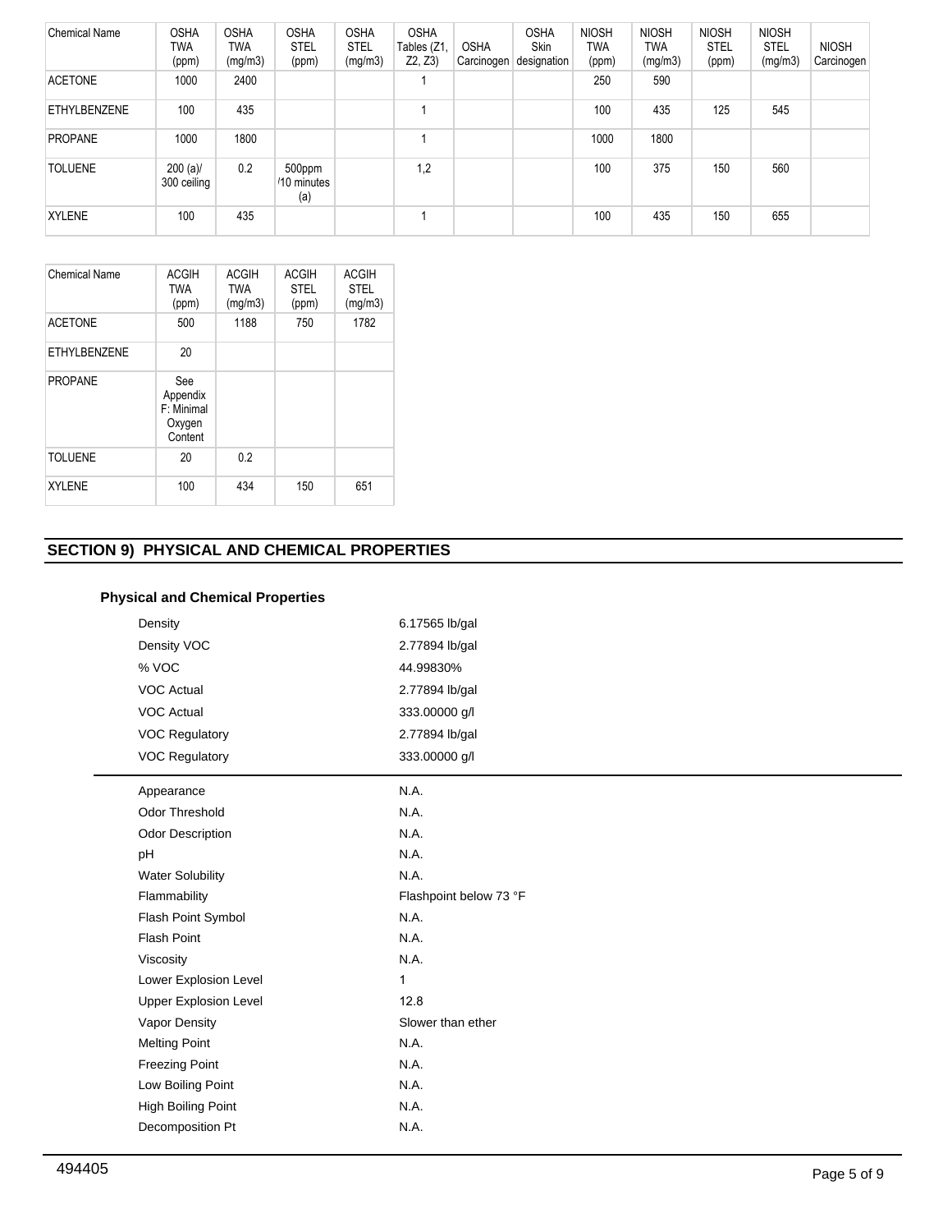| Chemical Name | OSHA TWA (ppm) | OSHA TWA (mg/m3) | OSHA STEL (ppm) | OSHA STEL (mg/m3) | OSHA Tables (Z1, Z2, Z3) | OSHA Carcinogen | OSHA Skin designation | NIOSH TWA (ppm) | NIOSH TWA (mg/m3) | NIOSH STEL (ppm) | NIOSH STEL (mg/m3) | NIOSH Carcinogen |
|---|---|---|---|---|---|---|---|---|---|---|---|---|
| ACETONE | 1000 | 2400 | | | 1 | | | 250 | 590 | | | |
| ETHYLBENZENE | 100 | 435 | | | 1 | | | 100 | 435 | 125 | 545 | |
| PROPANE | 1000 | 1800 | | | 1 | | | 1000 | 1800 | | | |
| TOLUENE | 200 (a)/ 300 ceiling | 0.2 | 500ppm '10 minutes (a) | | 1,2 | | | 100 | 375 | 150 | 560 | |
| XYLENE | 100 | 435 | | | 1 | | | 100 | 435 | 150 | 655 | |

| Chemical Name | ACGIH TWA (ppm) | ACGIH TWA (mg/m3) | ACGIH STEL (ppm) | ACGIH STEL (mg/m3) |
|---|---|---|---|---|
| ACETONE | 500 | 1188 | 750 | 1782 |
| ETHYLBENZENE | 20 | | | |
| PROPANE | See Appendix F: Minimal Oxygen Content | | | |
| TOLUENE | 20 | 0.2 | | |
| XYLENE | 100 | 434 | 150 | 651 |

## SECTION 9) PHYSICAL AND CHEMICAL PROPERTIES

### Physical and Chemical Properties

| | |
|---|---|
| Density | 6.17565 lb/gal |
| Density VOC | 2.77894 lb/gal |
| % VOC | 44.99830% |
| VOC Actual | 2.77894 lb/gal |
| VOC Actual | 333.00000 g/l |
| VOC Regulatory | 2.77894 lb/gal |
| VOC Regulatory | 333.00000 g/l |

| | |
|---|---|
| Appearance | N.A. |
| Odor Threshold | N.A. |
| Odor Description | N.A. |
| pH | N.A. |
| Water Solubility | N.A. |
| Flammability | Flashpoint below 73 °F |
| Flash Point Symbol | N.A. |
| Flash Point | N.A. |
| Viscosity | N.A. |
| Lower Explosion Level | 1 |
| Upper Explosion Level | 12.8 |
| Vapor Density | Slower than ether |
| Melting Point | N.A. |
| Freezing Point | N.A. |
| Low Boiling Point | N.A. |
| High Boiling Point | N.A. |
| Decomposition Pt | N.A. |

494405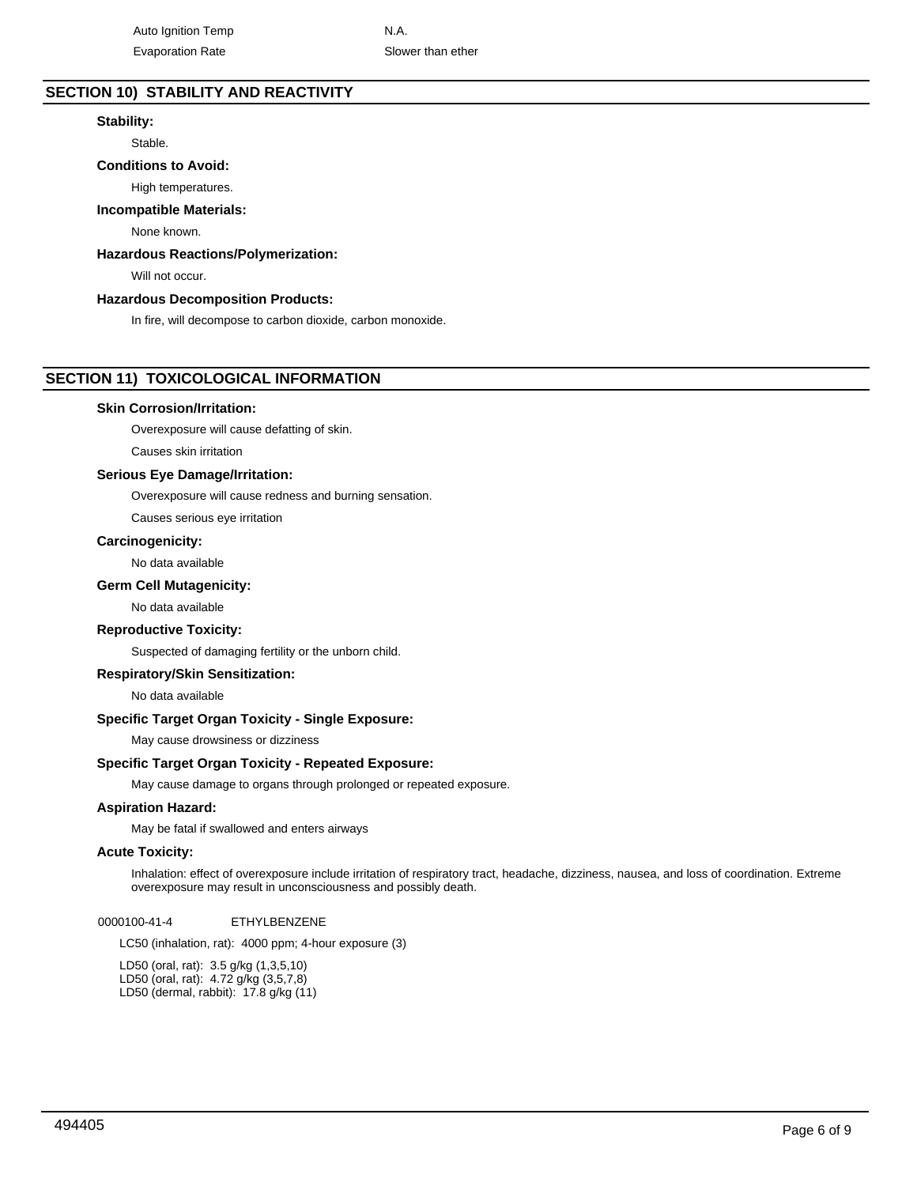| | |
|---|---|
| Auto Ignition Temp | N.A. |
| Evaporation Rate | Slower than ether |

## SECTION 10) STABILITY AND REACTIVITY

**Stability:**

Stable.

**Conditions to Avoid:**

High temperatures.

**Incompatible Materials:**

None known.

**Hazardous Reactions/Polymerization:**

Will not occur.

**Hazardous Decomposition Products:**

In fire, will decompose to carbon dioxide, carbon monoxide.

## SECTION 11) TOXICOLOGICAL INFORMATION

**Skin Corrosion/Irritation:**

Overexposure will cause defatting of skin.

Causes skin irritation

**Serious Eye Damage/Irritation:**

Overexposure will cause redness and burning sensation.

Causes serious eye irritation

**Carcinogenicity:**

No data available

**Germ Cell Mutagenicity:**

No data available

**Reproductive Toxicity:**

Suspected of damaging fertility or the unborn child.

**Respiratory/Skin Sensitization:**

No data available

**Specific Target Organ Toxicity - Single Exposure:**

May cause drowsiness or dizziness

**Specific Target Organ Toxicity - Repeated Exposure:**

May cause damage to organs through prolonged or repeated exposure.

**Aspiration Hazard:**

May be fatal if swallowed and enters airways

**Acute Toxicity:**

Inhalation: effect of overexposure include irritation of respiratory tract, headache, dizziness, nausea, and loss of coordination. Extreme overexposure may result in unconsciousness and possibly death.

0000100-41-4 ETHYLBENZENE

LC50 (inhalation, rat): 4000 ppm; 4-hour exposure (3)

LD50 (oral, rat): 3.5 g/kg (1,3,5,10)
LD50 (oral, rat): 4.72 g/kg (3,5,7,8)
LD50 (dermal, rabbit): 17.8 g/kg (11)

494405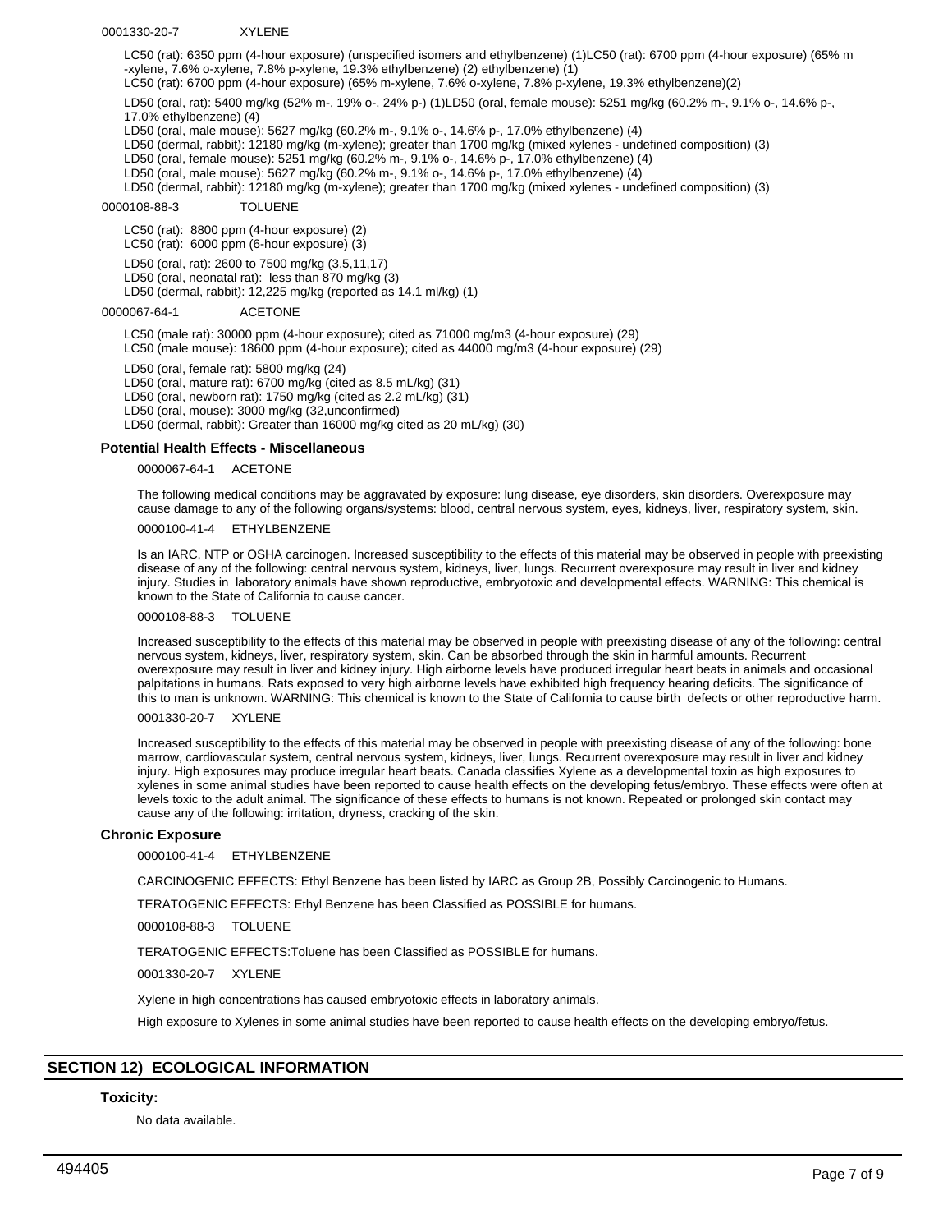0001330-20-7 XYLENE

LC50 (rat): 6350 ppm (4-hour exposure) (unspecified isomers and ethylbenzene) (1)LC50 (rat): 6700 ppm (4-hour exposure) (65% m -xylene, 7.6% o-xylene, 7.8% p-xylene, 19.3% ethylbenzene) (2) ethylbenzene) (1)
LC50 (rat): 6700 ppm (4-hour exposure) (65% m-xylene, 7.6% o-xylene, 7.8% p-xylene, 19.3% ethylbenzene)(2)

LD50 (oral, rat): 5400 mg/kg (52% m-, 19% o-, 24% p-) (1)LD50 (oral, female mouse): 5251 mg/kg (60.2% m-, 9.1% o-, 14.6% p-, 17.0% ethylbenzene) (4)
LD50 (oral, male mouse): 5627 mg/kg (60.2% m-, 9.1% o-, 14.6% p-, 17.0% ethylbenzene) (4)
LD50 (dermal, rabbit): 12180 mg/kg (m-xylene); greater than 1700 mg/kg (mixed xylenes - undefined composition) (3)
LD50 (oral, female mouse): 5251 mg/kg (60.2% m-, 9.1% o-, 14.6% p-, 17.0% ethylbenzene) (4)
LD50 (oral, male mouse): 5627 mg/kg (60.2% m-, 9.1% o-, 14.6% p-, 17.0% ethylbenzene) (4)
LD50 (dermal, rabbit): 12180 mg/kg (m-xylene); greater than 1700 mg/kg (mixed xylenes - undefined composition) (3)

0000108-88-3 TOLUENE

LC50 (rat): 8800 ppm (4-hour exposure) (2)
LC50 (rat): 6000 ppm (6-hour exposure) (3)

LD50 (oral, rat): 2600 to 7500 mg/kg (3,5,11,17)
LD50 (oral, neonatal rat): less than 870 mg/kg (3)
LD50 (dermal, rabbit): 12,225 mg/kg (reported as 14.1 ml/kg) (1)

0000067-64-1 ACETONE

LC50 (male rat): 30000 ppm (4-hour exposure); cited as 71000 mg/m3 (4-hour exposure) (29)
LC50 (male mouse): 18600 ppm (4-hour exposure); cited as 44000 mg/m3 (4-hour exposure) (29)

LD50 (oral, female rat): 5800 mg/kg (24)
LD50 (oral, mature rat): 6700 mg/kg (cited as 8.5 mL/kg) (31)
LD50 (oral, newborn rat): 1750 mg/kg (cited as 2.2 mL/kg) (31)
LD50 (oral, mouse): 3000 mg/kg (32,unconfirmed)
LD50 (dermal, rabbit): Greater than 16000 mg/kg cited as 20 mL/kg) (30)

### Potential Health Effects - Miscellaneous

0000067-64-1 ACETONE

The following medical conditions may be aggravated by exposure: lung disease, eye disorders, skin disorders. Overexposure may cause damage to any of the following organs/systems: blood, central nervous system, eyes, kidneys, liver, respiratory system, skin.

0000100-41-4 ETHYLBENZENE

Is an IARC, NTP or OSHA carcinogen. Increased susceptibility to the effects of this material may be observed in people with preexisting disease of any of the following: central nervous system, kidneys, liver, lungs. Recurrent overexposure may result in liver and kidney injury. Studies in laboratory animals have shown reproductive, embryotoxic and developmental effects. WARNING: This chemical is known to the State of California to cause cancer.

0000108-88-3 TOLUENE

Increased susceptibility to the effects of this material may be observed in people with preexisting disease of any of the following: central nervous system, kidneys, liver, respiratory system, skin. Can be absorbed through the skin in harmful amounts. Recurrent overexposure may result in liver and kidney injury. High airborne levels have produced irregular heart beats in animals and occasional palpitations in humans. Rats exposed to very high airborne levels have exhibited high frequency hearing deficits. The significance of this to man is unknown. WARNING: This chemical is known to the State of California to cause birth defects or other reproductive harm.

0001330-20-7 XYLENE

Increased susceptibility to the effects of this material may be observed in people with preexisting disease of any of the following: bone marrow, cardiovascular system, central nervous system, kidneys, liver, lungs. Recurrent overexposure may result in liver and kidney injury. High exposures may produce irregular heart beats. Canada classifies Xylene as a developmental toxin as high exposures to xylenes in some animal studies have been reported to cause health effects on the developing fetus/embryo. These effects were often at levels toxic to the adult animal. The significance of these effects to humans is not known. Repeated or prolonged skin contact may cause any of the following: irritation, dryness, cracking of the skin.

### Chronic Exposure

0000100-41-4 ETHYLBENZENE

CARCINOGENIC EFFECTS: Ethyl Benzene has been listed by IARC as Group 2B, Possibly Carcinogenic to Humans.

TERATOGENIC EFFECTS: Ethyl Benzene has been Classified as POSSIBLE for humans.

0000108-88-3 TOLUENE

TERATOGENIC EFFECTS:Toluene has been Classified as POSSIBLE for humans.

0001330-20-7 XYLENE

Xylene in high concentrations has caused embryotoxic effects in laboratory animals.

High exposure to Xylenes in some animal studies have been reported to cause health effects on the developing embryo/fetus.

## SECTION 12) ECOLOGICAL INFORMATION

### Toxicity:

No data available.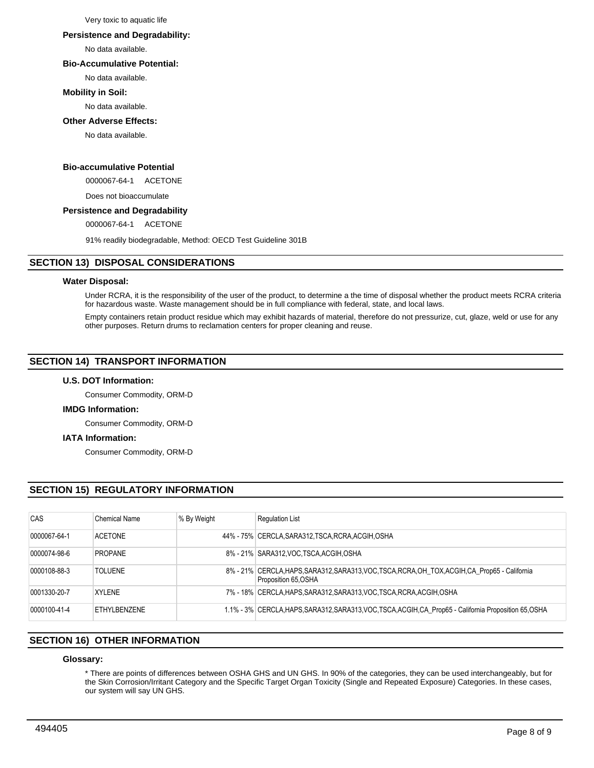Very toxic to aquatic life

**Persistence and Degradability:**

No data available.

**Bio-Accumulative Potential:**

No data available.

**Mobility in Soil:**

No data available.

**Other Adverse Effects:**

No data available.

**Bio-accumulative Potential**

0000067-64-1 ACETONE

Does not bioaccumulate

**Persistence and Degradability**

0000067-64-1 ACETONE

91% readily biodegradable, Method: OECD Test Guideline 301B

## SECTION 13) DISPOSAL CONSIDERATIONS

**Water Disposal:**

Under RCRA, it is the responsibility of the user of the product, to determine a the time of disposal whether the product meets RCRA criteria for hazardous waste. Waste management should be in full compliance with federal, state, and local laws.

Empty containers retain product residue which may exhibit hazards of material, therefore do not pressurize, cut, glaze, weld or use for any other purposes. Return drums to reclamation centers for proper cleaning and reuse.

## SECTION 14) TRANSPORT INFORMATION

**U.S. DOT Information:**

Consumer Commodity, ORM-D

**IMDG Information:**

Consumer Commodity, ORM-D

**IATA Information:**

Consumer Commodity, ORM-D

## SECTION 15) REGULATORY INFORMATION

| CAS | Chemical Name | % By Weight | Regulation List |
|---|---|---|---|
| 0000067-64-1 | ACETONE | 44% - 75% | CERCLA,SARA312,TSCA,RCRA,ACGIH,OSHA |
| 0000074-98-6 | PROPANE | 8% - 21% | SARA312,VOC,TSCA,ACGIH,OSHA |
| 0000108-88-3 | TOLUENE | 8% - 21% | CERCLA,HAPS,SARA312,SARA313,VOC,TSCA,RCRA,OH_TOX,ACGIH,CA_Prop65 - California Proposition 65,OSHA |
| 0001330-20-7 | XYLENE | 7% - 18% | CERCLA,HAPS,SARA312,SARA313,VOC,TSCA,RCRA,ACGIH,OSHA |
| 0000100-41-4 | ETHYLBENZENE | 1.1% - 3% | CERCLA,HAPS,SARA312,SARA313,VOC,TSCA,ACGIH,CA_Prop65 - California Proposition 65,OSHA |

## SECTION 16) OTHER INFORMATION

**Glossary:**

* There are points of differences between OSHA GHS and UN GHS. In 90% of the categories, they can be used interchangeably, but for the Skin Corrosion/Irritant Category and the Specific Target Organ Toxicity (Single and Repeated Exposure) Categories. In these cases, our system will say UN GHS.

494405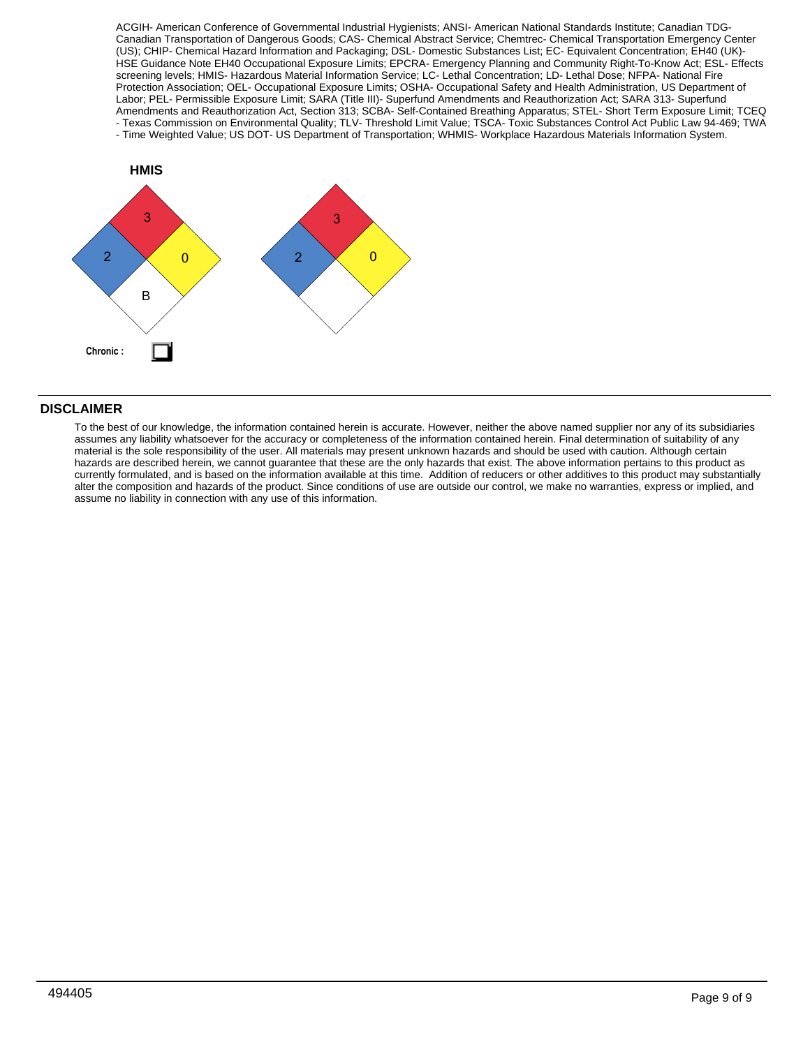ACGIH- American Conference of Governmental Industrial Hygienists; ANSI- American National Standards Institute; Canadian TDG- Canadian Transportation of Dangerous Goods; CAS- Chemical Abstract Service; Chemtrec- Chemical Transportation Emergency Center (US); CHIP- Chemical Hazard Information and Packaging; DSL- Domestic Substances List; EC- Equivalent Concentration; EH40 (UK)- HSE Guidance Note EH40 Occupational Exposure Limits; EPCRA- Emergency Planning and Community Right-To-Know Act; ESL- Effects screening levels; HMIS- Hazardous Material Information Service; LC- Lethal Concentration; LD- Lethal Dose; NFPA- National Fire Protection Association; OEL- Occupational Exposure Limits; OSHA- Occupational Safety and Health Administration, US Department of Labor; PEL- Permissible Exposure Limit; SARA (Title III)- Superfund Amendments and Reauthorization Act; SARA 313- Superfund Amendments and Reauthorization Act, Section 313; SCBA- Self-Contained Breathing Apparatus; STEL- Short Term Exposure Limit; TCEQ - Texas Commission on Environmental Quality; TLV- Threshold Limit Value; TSCA- Toxic Substances Control Act Public Law 94-469; TWA - Time Weighted Value; US DOT- US Department of Transportation; WHMIS- Workplace Hazardous Materials Information System.

**HMIS**

3

2

0

B

3

2

0

Chronic :

## DISCLAIMER

To the best of our knowledge, the information contained herein is accurate. However, neither the above named supplier nor any of its subsidiaries assumes any liability whatsoever for the accuracy or completeness of the information contained herein. Final determination of suitability of any material is the sole responsibility of the user. All materials may present unknown hazards and should be used with caution. Although certain hazards are described herein, we cannot guarantee that these are the only hazards that exist. The above information pertains to this product as currently formulated, and is based on the information available at this time. Addition of reducers or other additives to this product may substantially alter the composition and hazards of the product. Since conditions of use are outside our control, we make no warranties, express or implied, and assume no liability in connection with any use of this information.

494405